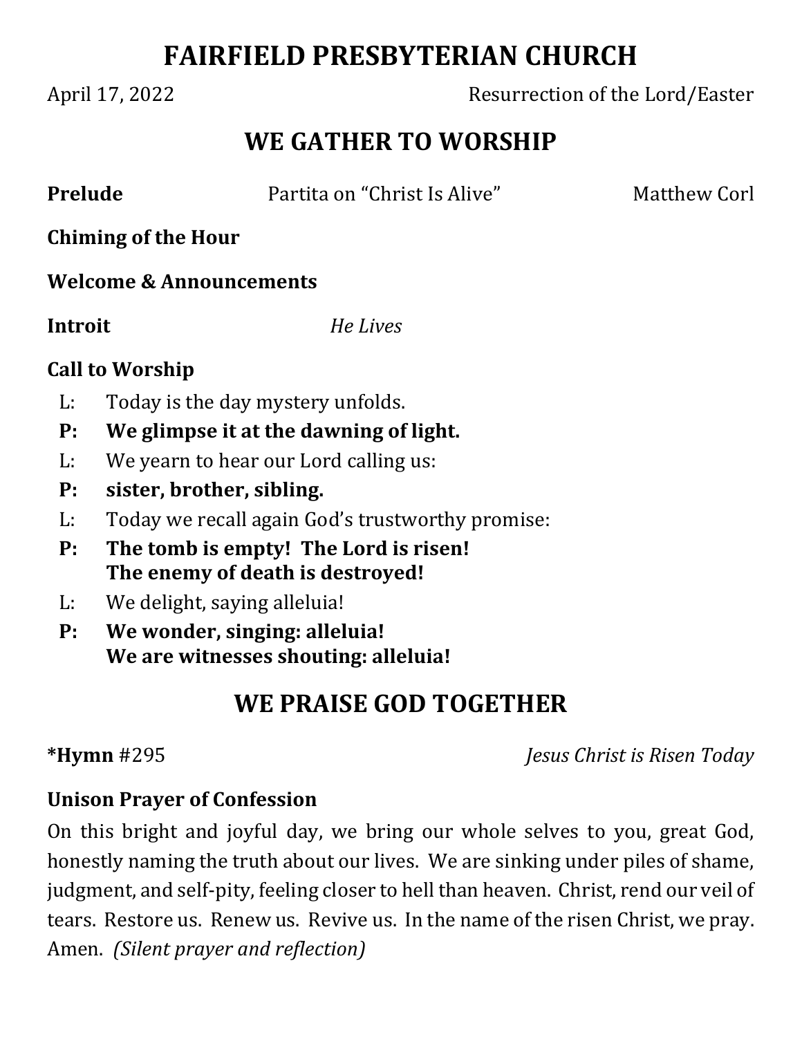# FAIRFIELD PRESBYTERIAN CHURCH

April 17, 2022 Resurrection of the Lord/Easter

## WE GATHER TO WORSHIP

**Prelude** Partita on "Christ Is Alive" Matthew Corl

**Chiming of the Hour**

**Welcome & Announcements**

**Introit** *He Lives*

**Call to Worship**

L: Today is the day mystery unfolds.

**P: We glimpse it at the dawning of light.**

L: We yearn to hear our Lord calling us:

**P: sister, brother, sibling.**

L: Today we recall again God's trustworthy promise:

**P: The tomb is empty! The Lord is risen!**
**The enemy of death is destroyed!**

L: We delight, saying alleluia!

**P: We wonder, singing: alleluia!**
**We are witnesses shouting: alleluia!**

## WE PRAISE GOD TOGETHER

***Hymn** #295 *Jesus Christ is Risen Today*

**Unison Prayer of Confession**

On this bright and joyful day, we bring our whole selves to you, great God, honestly naming the truth about our lives. We are sinking under piles of shame, judgment, and self-pity, feeling closer to hell than heaven. Christ, rend our veil of tears. Restore us. Renew us. Revive us. In the name of the risen Christ, we pray. Amen. *(Silent prayer and reflection)*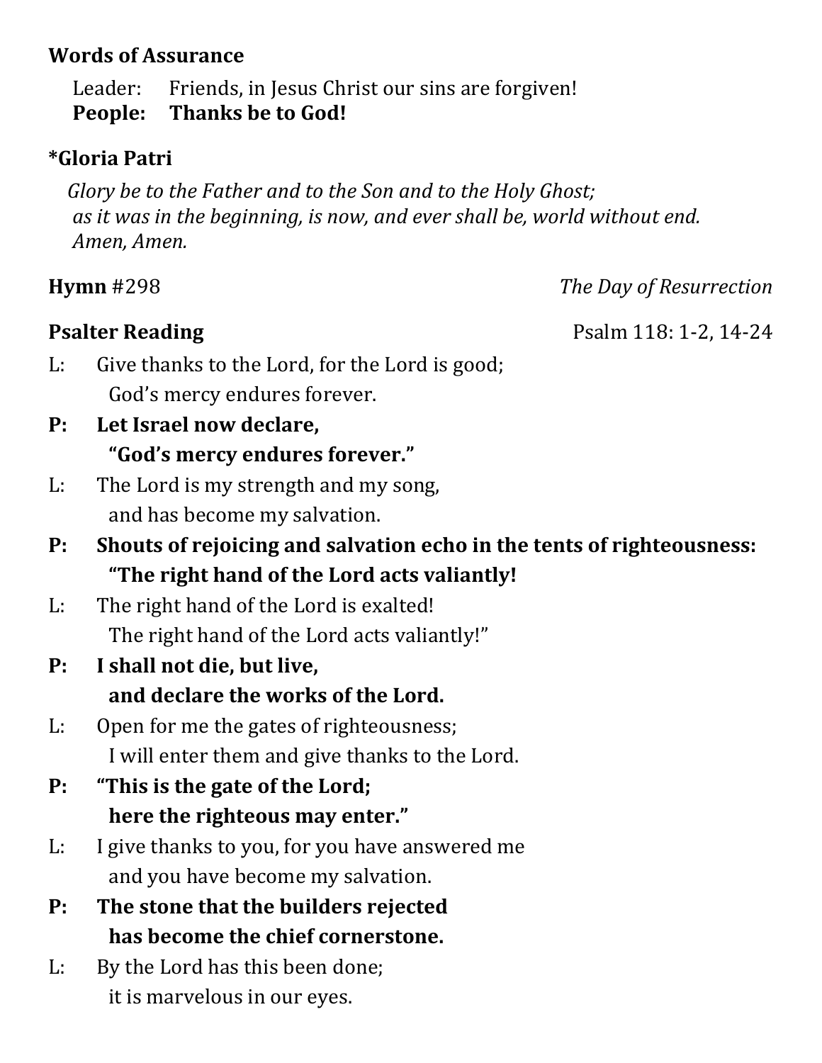**Words of Assurance**

Leader: Friends, in Jesus Christ our sins are forgiven!
**People: Thanks be to God!**

**\*Gloria Patri**

*Glory be to the Father and to the Son and to the Holy Ghost;*
*as it was in the beginning, is now, and ever shall be, world without end.*
*Amen, Amen.*

**Hymn** #298 *The Day of Resurrection*

**Psalter Reading** Psalm 118: 1-2, 14-24

L: Give thanks to the Lord, for the Lord is good;
God's mercy endures forever.

**P: Let Israel now declare,**
**"God's mercy endures forever."**

L: The Lord is my strength and my song,
and has become my salvation.

**P: Shouts of rejoicing and salvation echo in the tents of righteousness:**
**"The right hand of the Lord acts valiantly!**

L: The right hand of the Lord is exalted!
The right hand of the Lord acts valiantly!"

**P: I shall not die, but live,**
**and declare the works of the Lord.**

L: Open for me the gates of righteousness;
I will enter them and give thanks to the Lord.

**P: "This is the gate of the Lord;**
**here the righteous may enter."**

L: I give thanks to you, for you have answered me
and you have become my salvation.

**P: The stone that the builders rejected**
**has become the chief cornerstone.**

L: By the Lord has this been done;
it is marvelous in our eyes.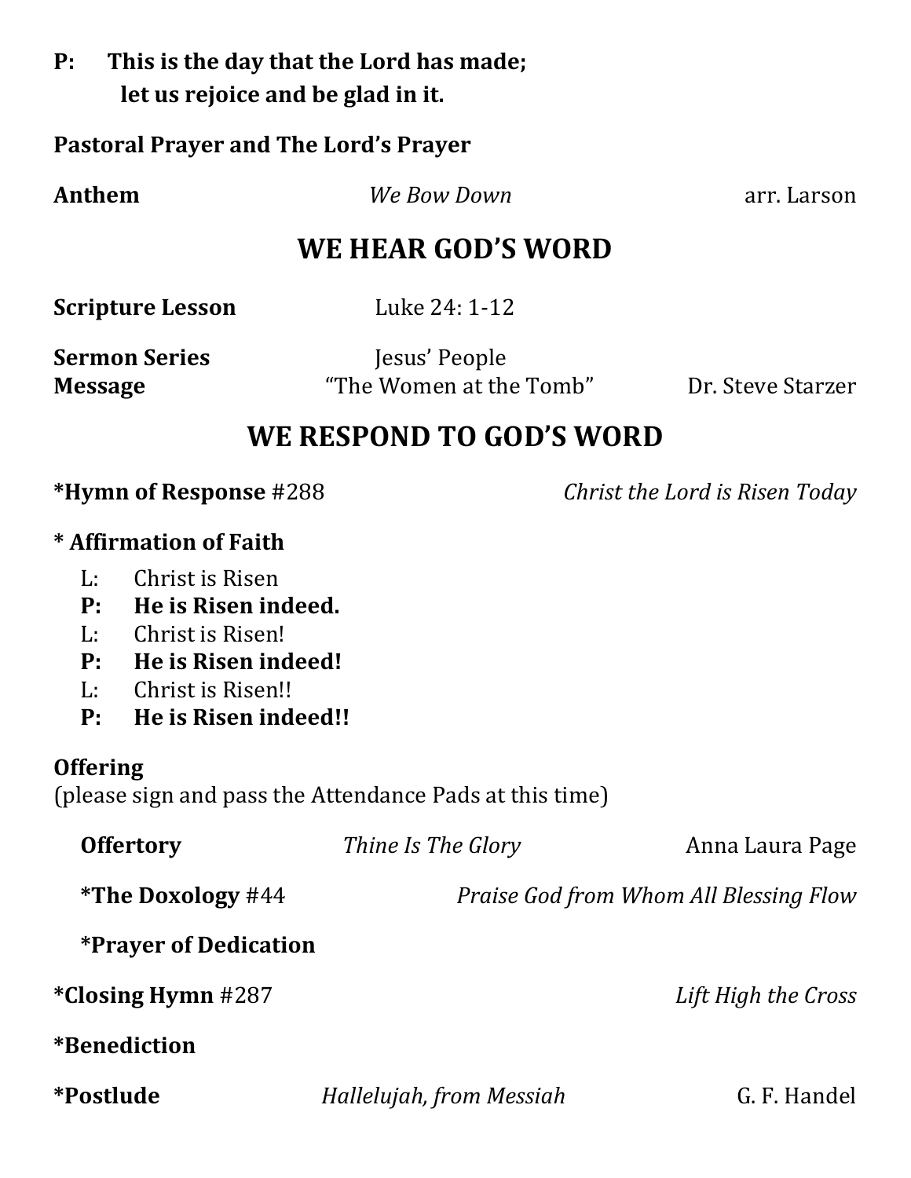**P: This is the day that the Lord has made;**
**let us rejoice and be glad in it.**

**Pastoral Prayer and The Lord's Prayer**

**Anthem** *We Bow Down* arr. Larson

## WE HEAR GOD'S WORD

**Scripture Lesson** Luke 24: 1-12

**Sermon Series** Jesus' People
**Message** "The Women at the Tomb" Dr. Steve Starzer

## WE RESPOND TO GOD'S WORD

***Hymn of Response** #288 *Christ the Lord is Risen Today*

**\* Affirmation of Faith**

L: Christ is Risen
**P: He is Risen indeed.**
L: Christ is Risen!
**P: He is Risen indeed!**
L: Christ is Risen!!
**P: He is Risen indeed!!**

**Offering**
(please sign and pass the Attendance Pads at this time)

**Offertory** *Thine Is The Glory* Anna Laura Page

***The Doxology** #44 *Praise God from Whom All Blessing Flow*

***Prayer of Dedication**

***Closing Hymn** #287 *Lift High the Cross*

***Benediction**

***Postlude** *Hallelujah, from Messiah* G. F. Handel